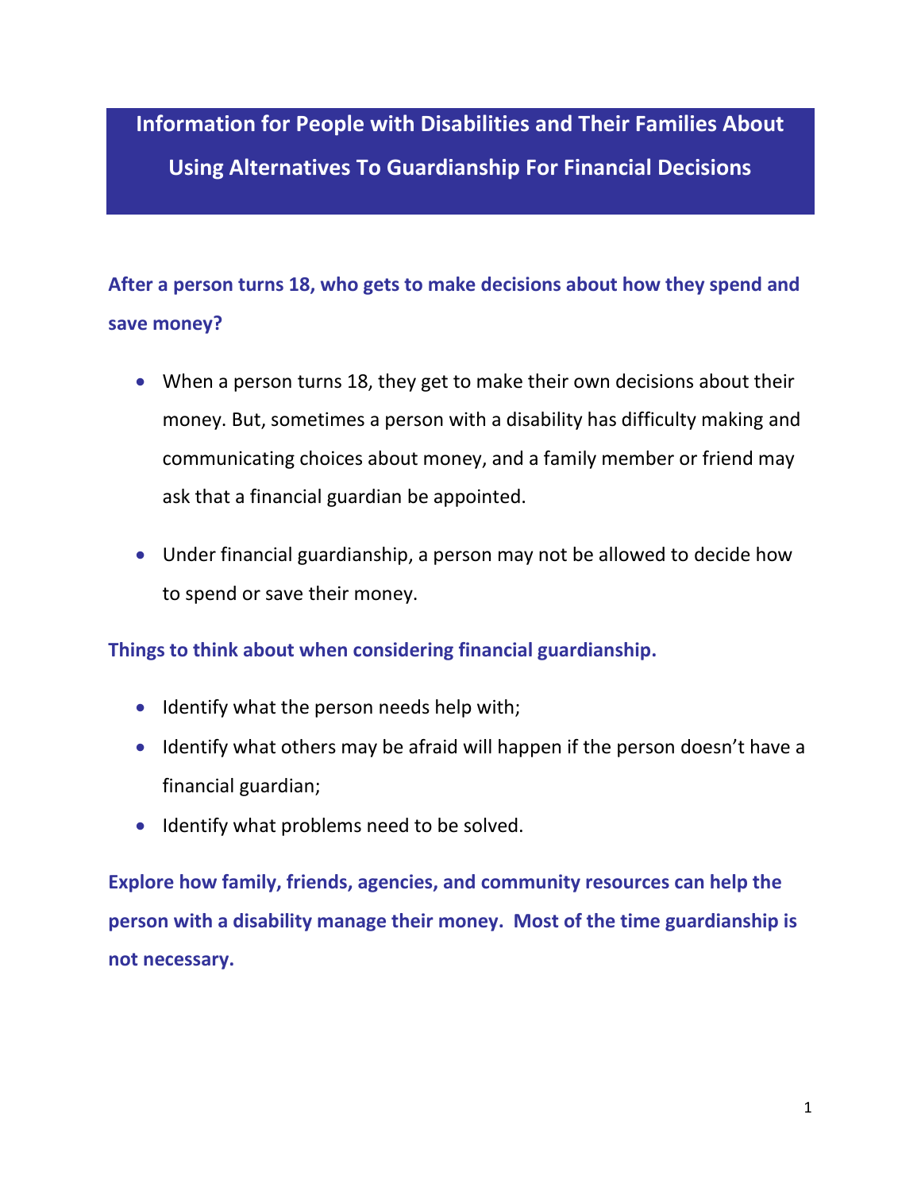# Information for People with Disabilities and Their Families About Using Alternatives To Guardianship For Financial Decisions

## After a person turns 18, who gets to make decisions about how they spend and save money?

- When a person turns 18, they get to make their own decisions about their money. But, sometimes a person with a disability has difficulty making and communicating choices about money, and a family member or friend may ask that a financial guardian be appointed.
- Under financial guardianship, a person may not be allowed to decide how to spend or save their money.

## Things to think about when considering financial guardianship.

- Identify what the person needs help with;
- Identify what others may be afraid will happen if the person doesn't have a financial guardian;
- Identify what problems need to be solved.

**Explore how family, friends, agencies, and community resources can help the person with a disability manage their money. Most of the time guardianship is not necessary.**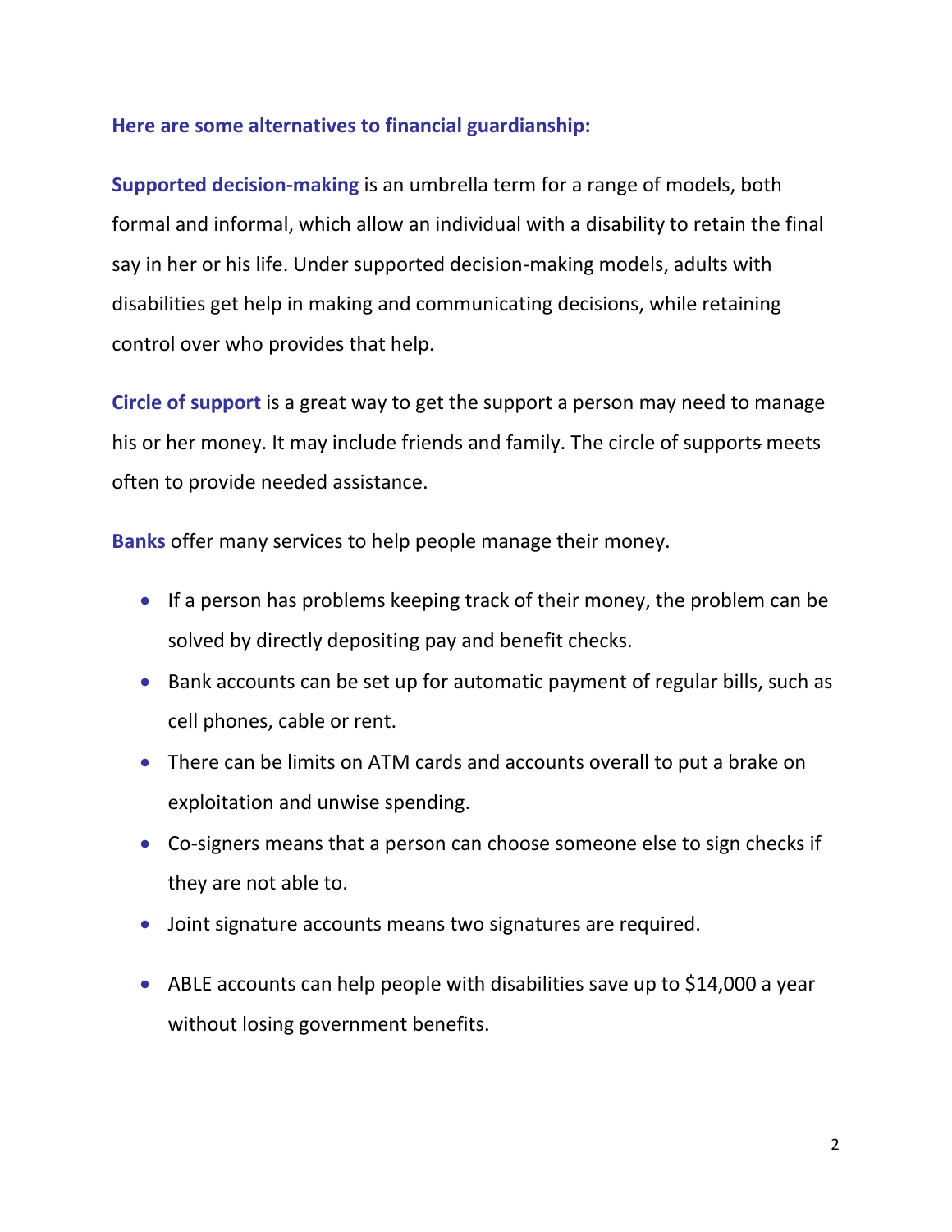**Here are some alternatives to financial guardianship:**

**Supported decision-making** is an umbrella term for a range of models, both formal and informal, which allow an individual with a disability to retain the final say in her or his life. Under supported decision-making models, adults with disabilities get help in making and communicating decisions, while retaining control over who provides that help.

**Circle of support** is a great way to get the support a person may need to manage his or her money. It may include friends and family. The circle of supports meets often to provide needed assistance.

**Banks** offer many services to help people manage their money.

- If a person has problems keeping track of their money, the problem can be solved by directly depositing pay and benefit checks.
- Bank accounts can be set up for automatic payment of regular bills, such as cell phones, cable or rent.
- There can be limits on ATM cards and accounts overall to put a brake on exploitation and unwise spending.
- Co-signers means that a person can choose someone else to sign checks if they are not able to.
- Joint signature accounts means two signatures are required.
- ABLE accounts can help people with disabilities save up to $14,000 a year without losing government benefits.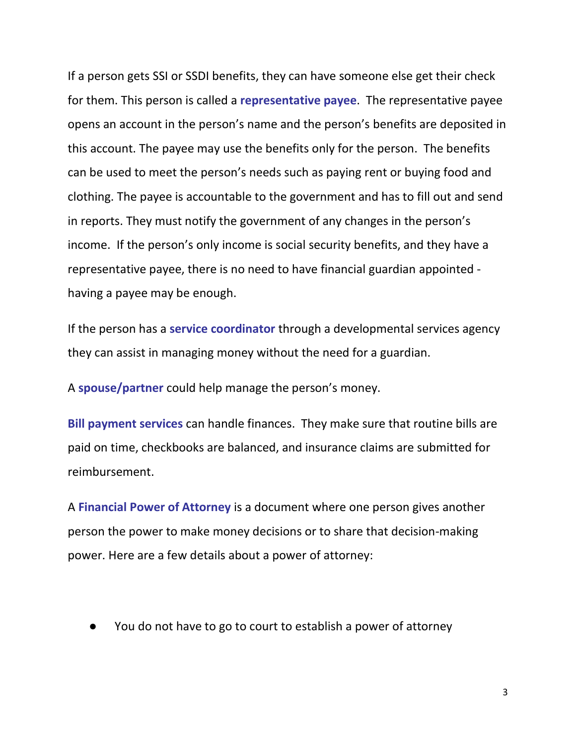If a person gets SSI or SSDI benefits, they can have someone else get their check for them. This person is called a **representative payee**. The representative payee opens an account in the person's name and the person's benefits are deposited in this account. The payee may use the benefits only for the person. The benefits can be used to meet the person's needs such as paying rent or buying food and clothing. The payee is accountable to the government and has to fill out and send in reports. They must notify the government of any changes in the person's income. If the person's only income is social security benefits, and they have a representative payee, there is no need to have financial guardian appointed - having a payee may be enough.

If the person has a **service coordinator** through a developmental services agency they can assist in managing money without the need for a guardian.

A **spouse/partner** could help manage the person's money.

**Bill payment services** can handle finances. They make sure that routine bills are paid on time, checkbooks are balanced, and insurance claims are submitted for reimbursement.

A **Financial Power of Attorney** is a document where one person gives another person the power to make money decisions or to share that decision-making power. Here are a few details about a power of attorney:

- You do not have to go to court to establish a power of attorney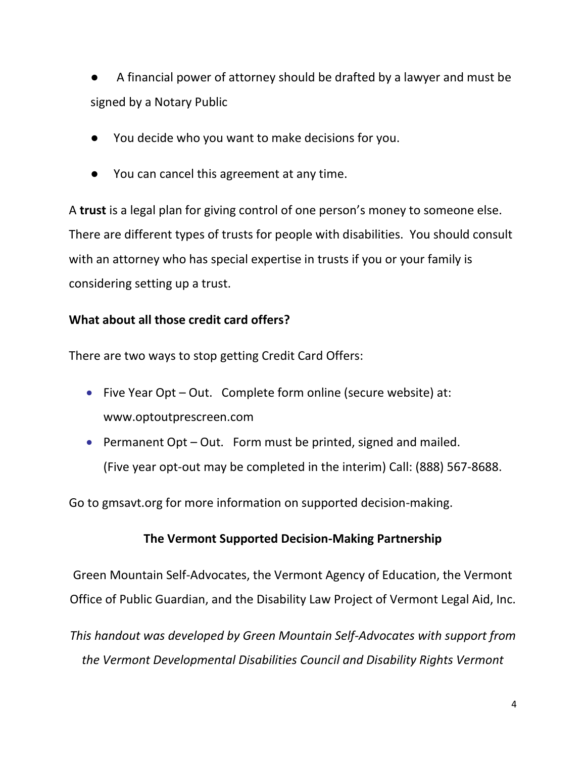- A financial power of attorney should be drafted by a lawyer and must be signed by a Notary Public
- You decide who you want to make decisions for you.
- You can cancel this agreement at any time.

A **trust** is a legal plan for giving control of one person's money to someone else. There are different types of trusts for people with disabilities. You should consult with an attorney who has special expertise in trusts if you or your family is considering setting up a trust.

**What about all those credit card offers?**

There are two ways to stop getting Credit Card Offers:

- Five Year Opt – Out. Complete form online (secure website) at: www.optoutprescreen.com
- Permanent Opt – Out. Form must be printed, signed and mailed. (Five year opt-out may be completed in the interim) Call: (888) 567-8688.

Go to gmsavt.org for more information on supported decision-making.

**The Vermont Supported Decision-Making Partnership**

Green Mountain Self-Advocates, the Vermont Agency of Education, the Vermont Office of Public Guardian, and the Disability Law Project of Vermont Legal Aid, Inc.

*This handout was developed by Green Mountain Self-Advocates with support from the Vermont Developmental Disabilities Council and Disability Rights Vermont*